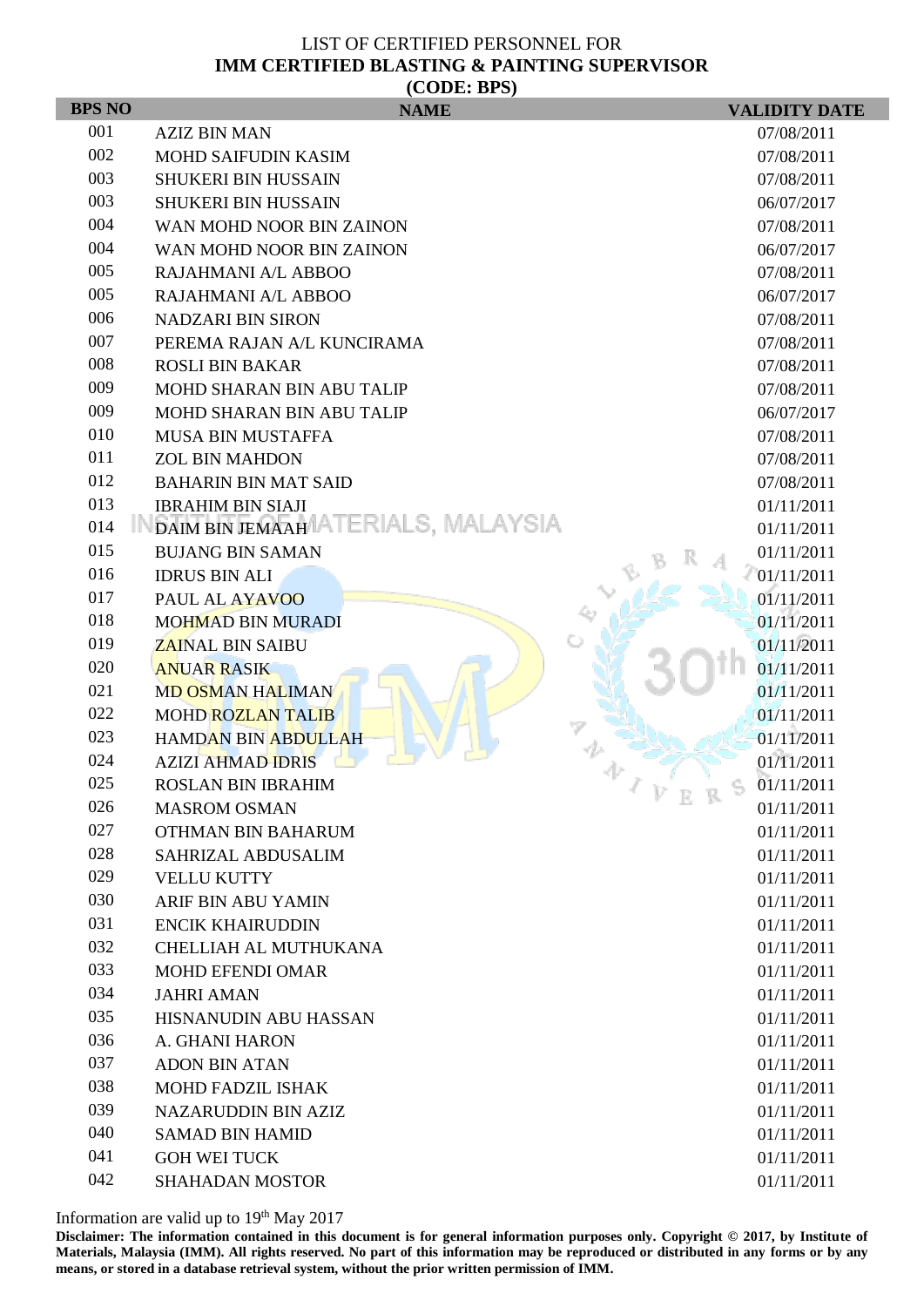LIST OF CERTIFIED PERSONNEL FOR

**IMM CERTIFIED BLASTING & PAINTING SUPERVISOR**

**(CODE: BPS)**

| BPS NO | NAME | VALIDITY DATE |
|---|---|---|
| 001 | AZIZ BIN MAN | 07/08/2011 |
| 002 | MOHD SAIFUDIN KASIM | 07/08/2011 |
| 003 | SHUKERI BIN HUSSAIN | 07/08/2011 |
| 003 | SHUKERI BIN HUSSAIN | 06/07/2017 |
| 004 | WAN MOHD NOOR BIN ZAINON | 07/08/2011 |
| 004 | WAN MOHD NOOR BIN ZAINON | 06/07/2017 |
| 005 | RAJAHMANI A/L ABBOO | 07/08/2011 |
| 005 | RAJAHMANI A/L ABBOO | 06/07/2017 |
| 006 | NADZARI BIN SIRON | 07/08/2011 |
| 007 | PEREMA RAJAN A/L KUNCIRAMA | 07/08/2011 |
| 008 | ROSLI BIN BAKAR | 07/08/2011 |
| 009 | MOHD SHARAN BIN ABU TALIP | 07/08/2011 |
| 009 | MOHD SHARAN BIN ABU TALIP | 06/07/2017 |
| 010 | MUSA BIN MUSTAFFA | 07/08/2011 |
| 011 | ZOL BIN MAHDON | 07/08/2011 |
| 012 | BAHARIN BIN MAT SAID | 07/08/2011 |
| 013 | IBRAHIM BIN SIAJI | 01/11/2011 |
| 014 | DAIM BIN JEMAAH | 01/11/2011 |
| 015 | BUJANG BIN SAMAN | 01/11/2011 |
| 016 | IDRUS BIN ALI | 01/11/2011 |
| 017 | PAUL AL AYAVOO | 01/11/2011 |
| 018 | MOHMAD BIN MURADI | 01/11/2011 |
| 019 | ZAINAL BIN SAIBU | 01/11/2011 |
| 020 | ANUAR RASIK | 01/11/2011 |
| 021 | MD OSMAN HALIMAN | 01/11/2011 |
| 022 | MOHD ROZLAN TALIB | 01/11/2011 |
| 023 | HAMDAN BIN ABDULLAH | 01/11/2011 |
| 024 | AZIZI AHMAD IDRIS | 01/11/2011 |
| 025 | ROSLAN BIN IBRAHIM | 01/11/2011 |
| 026 | MASROM OSMAN | 01/11/2011 |
| 027 | OTHMAN BIN BAHARUM | 01/11/2011 |
| 028 | SAHRIZAL ABDUSALIM | 01/11/2011 |
| 029 | VELLU KUTTY | 01/11/2011 |
| 030 | ARIF BIN ABU YAMIN | 01/11/2011 |
| 031 | ENCIK KHAIRUDDIN | 01/11/2011 |
| 032 | CHELLIAH AL MUTHUKANA | 01/11/2011 |
| 033 | MOHD EFENDI OMAR | 01/11/2011 |
| 034 | JAHRI AMAN | 01/11/2011 |
| 035 | HISNANUDIN ABU HASSAN | 01/11/2011 |
| 036 | A. GHANI HARON | 01/11/2011 |
| 037 | ADON BIN ATAN | 01/11/2011 |
| 038 | MOHD FADZIL ISHAK | 01/11/2011 |
| 039 | NAZARUDDIN BIN AZIZ | 01/11/2011 |
| 040 | SAMAD BIN HAMID | 01/11/2011 |
| 041 | GOH WEI TUCK | 01/11/2011 |
| 042 | SHAHADAN MOSTOR | 01/11/2011 |

Information are valid up to 19th May 2017

**Disclaimer: The information contained in this document is for general information purposes only. Copyright © 2017, by Institute of Materials, Malaysia (IMM). All rights reserved. No part of this information may be reproduced or distributed in any forms or by any means, or stored in a database retrieval system, without the prior written permission of IMM.**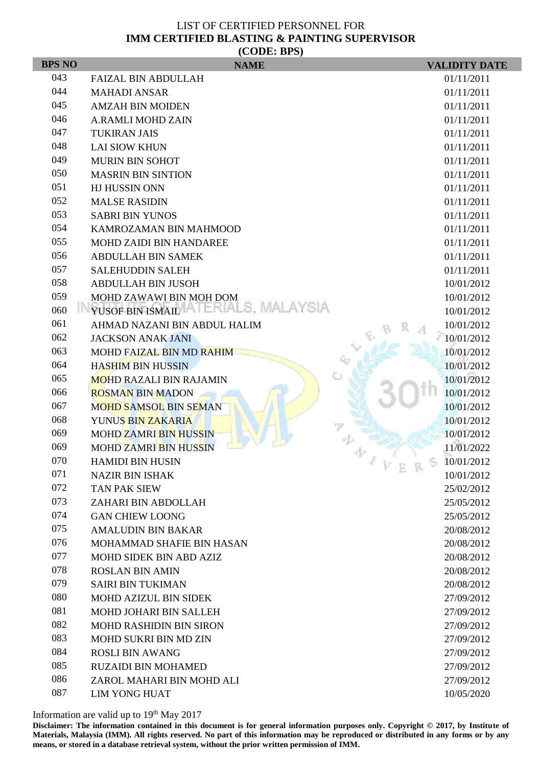LIST OF CERTIFIED PERSONNEL FOR

**IMM CERTIFIED BLASTING & PAINTING SUPERVISOR**

**(CODE: BPS)**

| BPS NO | NAME | VALIDITY DATE |
|---|---|---|
| 043 | FAIZAL BIN ABDULLAH | 01/11/2011 |
| 044 | MAHADI ANSAR | 01/11/2011 |
| 045 | AMZAH BIN MOIDEN | 01/11/2011 |
| 046 | A.RAMLI MOHD ZAIN | 01/11/2011 |
| 047 | TUKIRAN JAIS | 01/11/2011 |
| 048 | LAI SIOW KHUN | 01/11/2011 |
| 049 | MURIN BIN SOHOT | 01/11/2011 |
| 050 | MASRIN BIN SINTION | 01/11/2011 |
| 051 | HJ HUSSIN ONN | 01/11/2011 |
| 052 | MALSE RASIDIN | 01/11/2011 |
| 053 | SABRI BIN YUNOS | 01/11/2011 |
| 054 | KAMROZAMAN BIN MAHMOOD | 01/11/2011 |
| 055 | MOHD ZAIDI BIN HANDAREE | 01/11/2011 |
| 056 | ABDULLAH BIN SAMEK | 01/11/2011 |
| 057 | SALEHUDDIN SALEH | 01/11/2011 |
| 058 | ABDULLAH BIN JUSOH | 10/01/2012 |
| 059 | MOHD ZAWAWI BIN MOH DOM | 10/01/2012 |
| 060 | YUSOF BIN ISMAIL | 10/01/2012 |
| 061 | AHMAD NAZANI BIN ABDUL HALIM | 10/01/2012 |
| 062 | JACKSON ANAK JANI | 10/01/2012 |
| 063 | MOHD FAIZAL BIN MD RAHIM | 10/01/2012 |
| 064 | HASHIM BIN HUSSIN | 10/01/2012 |
| 065 | MOHD RAZALI BIN RAJAMIN | 10/01/2012 |
| 066 | ROSMAN BIN MADON | 10/01/2012 |
| 067 | MOHD SAMSOL BIN SEMAN | 10/01/2012 |
| 068 | YUNUS BIN ZAKARIA | 10/01/2012 |
| 069 | MOHD ZAMRI BIN HUSSIN | 10/01/2012 |
| 069 | MOHD ZAMRI BIN HUSSIN | 11/01/2022 |
| 070 | HAMIDI BIN HUSIN | 10/01/2012 |
| 071 | NAZIR BIN ISHAK | 10/01/2012 |
| 072 | TAN PAK SIEW | 25/02/2012 |
| 073 | ZAHARI BIN ABDOLLAH | 25/05/2012 |
| 074 | GAN CHIEW LOONG | 25/05/2012 |
| 075 | AMALUDIN BIN BAKAR | 20/08/2012 |
| 076 | MOHAMMAD SHAFIE BIN HASAN | 20/08/2012 |
| 077 | MOHD SIDEK BIN ABD AZIZ | 20/08/2012 |
| 078 | ROSLAN BIN AMIN | 20/08/2012 |
| 079 | SAIRI BIN TUKIMAN | 20/08/2012 |
| 080 | MOHD AZIZUL BIN SIDEK | 27/09/2012 |
| 081 | MOHD JOHARI BIN SALLEH | 27/09/2012 |
| 082 | MOHD RASHIDIN BIN SIRON | 27/09/2012 |
| 083 | MOHD SUKRI BIN MD ZIN | 27/09/2012 |
| 084 | ROSLI BIN AWANG | 27/09/2012 |
| 085 | RUZAIDI BIN MOHAMED | 27/09/2012 |
| 086 | ZAROL MAHARI BIN MOHD ALI | 27/09/2012 |
| 087 | LIM YONG HUAT | 10/05/2020 |

Information are valid up to 19th May 2017

**Disclaimer: The information contained in this document is for general information purposes only. Copyright © 2017, by Institute of Materials, Malaysia (IMM). All rights reserved. No part of this information may be reproduced or distributed in any forms or by any means, or stored in a database retrieval system, without the prior written permission of IMM.**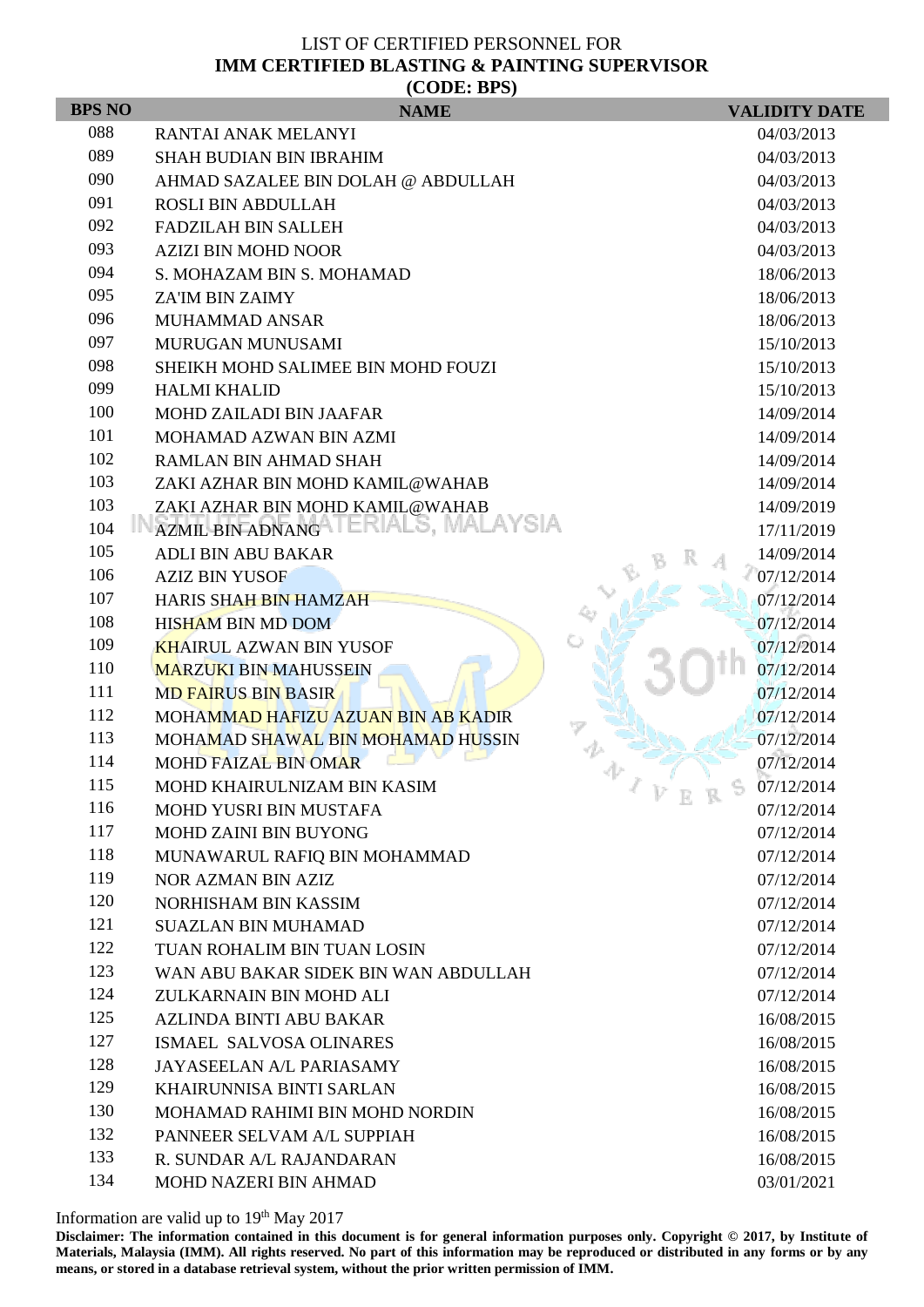LIST OF CERTIFIED PERSONNEL FOR

**IMM CERTIFIED BLASTING & PAINTING SUPERVISOR**

**(CODE: BPS)**

| BPS NO | NAME | VALIDITY DATE |
|---|---|---|
| 088 | RANTAI ANAK MELANYI | 04/03/2013 |
| 089 | SHAH BUDIAN BIN IBRAHIM | 04/03/2013 |
| 090 | AHMAD SAZALEE BIN DOLAH @ ABDULLAH | 04/03/2013 |
| 091 | ROSLI BIN ABDULLAH | 04/03/2013 |
| 092 | FADZILAH BIN SALLEH | 04/03/2013 |
| 093 | AZIZI BIN MOHD NOOR | 04/03/2013 |
| 094 | S. MOHAZAM BIN S. MOHAMAD | 18/06/2013 |
| 095 | ZA'IM BIN ZAIMY | 18/06/2013 |
| 096 | MUHAMMAD ANSAR | 18/06/2013 |
| 097 | MURUGAN MUNUSAMI | 15/10/2013 |
| 098 | SHEIKH MOHD SALIMEE BIN MOHD FOUZI | 15/10/2013 |
| 099 | HALMI KHALID | 15/10/2013 |
| 100 | MOHD ZAILADI BIN JAAFAR | 14/09/2014 |
| 101 | MOHAMAD AZWAN BIN AZMI | 14/09/2014 |
| 102 | RAMLAN BIN AHMAD SHAH | 14/09/2014 |
| 103 | ZAKI AZHAR BIN MOHD KAMIL@WAHAB | 14/09/2014 |
| 103 | ZAKI AZHAR BIN MOHD KAMIL@WAHAB | 14/09/2019 |
| 104 | AZMIL BIN ADNANG | 17/11/2019 |
| 105 | ADLI BIN ABU BAKAR | 14/09/2014 |
| 106 | AZIZ BIN YUSOF | 07/12/2014 |
| 107 | HARIS SHAH BIN HAMZAH | 07/12/2014 |
| 108 | HISHAM BIN MD DOM | 07/12/2014 |
| 109 | KHAIRUL AZWAN BIN YUSOF | 07/12/2014 |
| 110 | MARZUKI BIN MAHUSSEIN | 07/12/2014 |
| 111 | MD FAIRUS BIN BASIR | 07/12/2014 |
| 112 | MOHAMMAD HAFIZU AZUAN BIN AB KADIR | 07/12/2014 |
| 113 | MOHAMAD SHAWAL BIN MOHAMAD HUSSIN | 07/12/2014 |
| 114 | MOHD FAIZAL BIN OMAR | 07/12/2014 |
| 115 | MOHD KHAIRULNIZAM BIN KASIM | 07/12/2014 |
| 116 | MOHD YUSRI BIN MUSTAFA | 07/12/2014 |
| 117 | MOHD ZAINI BIN BUYONG | 07/12/2014 |
| 118 | MUNAWARUL RAFIQ BIN MOHAMMAD | 07/12/2014 |
| 119 | NOR AZMAN BIN AZIZ | 07/12/2014 |
| 120 | NORHISHAM BIN KASSIM | 07/12/2014 |
| 121 | SUAZLAN BIN MUHAMAD | 07/12/2014 |
| 122 | TUAN ROHALIM BIN TUAN LOSIN | 07/12/2014 |
| 123 | WAN ABU BAKAR SIDEK BIN WAN ABDULLAH | 07/12/2014 |
| 124 | ZULKARNAIN BIN MOHD ALI | 07/12/2014 |
| 125 | AZLINDA BINTI ABU BAKAR | 16/08/2015 |
| 127 | ISMAEL SALVOSA OLINARES | 16/08/2015 |
| 128 | JAYASEELAN A/L PARIASAMY | 16/08/2015 |
| 129 | KHAIRUNNISA BINTI SARLAN | 16/08/2015 |
| 130 | MOHAMAD RAHIMI BIN MOHD NORDIN | 16/08/2015 |
| 132 | PANNEER SELVAM A/L SUPPIAH | 16/08/2015 |
| 133 | R. SUNDAR A/L RAJANDARAN | 16/08/2015 |
| 134 | MOHD NAZERI BIN AHMAD | 03/01/2021 |

Information are valid up to 19th May 2017

**Disclaimer: The information contained in this document is for general information purposes only. Copyright © 2017, by Institute of Materials, Malaysia (IMM). All rights reserved. No part of this information may be reproduced or distributed in any forms or by any means, or stored in a database retrieval system, without the prior written permission of IMM.**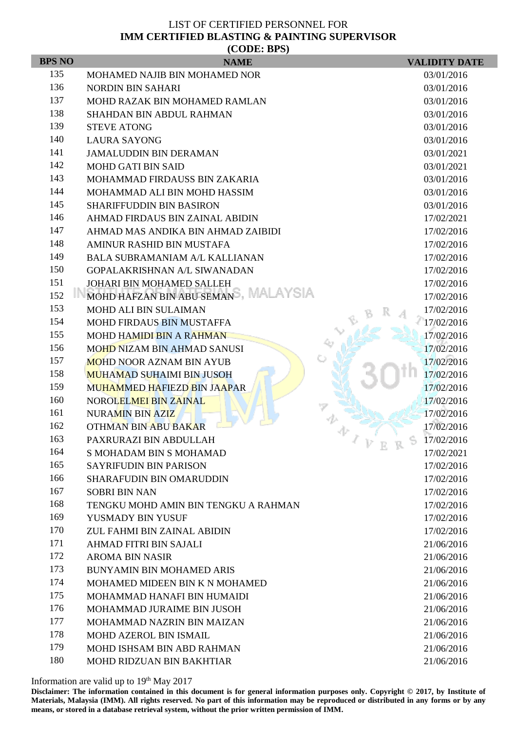LIST OF CERTIFIED PERSONNEL FOR
**IMM CERTIFIED BLASTING & PAINTING SUPERVISOR**
**(CODE: BPS)**

| BPS NO | NAME | VALIDITY DATE |
|---|---|---|
| 135 | MOHAMED NAJIB BIN MOHAMED NOR | 03/01/2016 |
| 136 | NORDIN BIN SAHARI | 03/01/2016 |
| 137 | MOHD RAZAK BIN MOHAMED RAMLAN | 03/01/2016 |
| 138 | SHAHDAN BIN ABDUL RAHMAN | 03/01/2016 |
| 139 | STEVE ATONG | 03/01/2016 |
| 140 | LAURA SAYONG | 03/01/2016 |
| 141 | JAMALUDDIN BIN DERAMAN | 03/01/2021 |
| 142 | MOHD GATI BIN SAID | 03/01/2021 |
| 143 | MOHAMMAD FIRDAUSS BIN ZAKARIA | 03/01/2016 |
| 144 | MOHAMMAD ALI BIN MOHD HASSIM | 03/01/2016 |
| 145 | SHARIFFUDDIN BIN BASIRON | 03/01/2016 |
| 146 | AHMAD FIRDAUS BIN ZAINAL ABIDIN | 17/02/2021 |
| 147 | AHMAD MAS ANDIKA BIN AHMAD ZAIBIDI | 17/02/2016 |
| 148 | AMINUR RASHID BIN MUSTAFA | 17/02/2016 |
| 149 | BALA SUBRAMANIAM A/L KALLIANAN | 17/02/2016 |
| 150 | GOPALAKRISHNAN A/L SIWANADAN | 17/02/2016 |
| 151 | JOHARI BIN MOHAMED SALLEH | 17/02/2016 |
| 152 | MOHD HAFZAN BIN ABU SEMAN | 17/02/2016 |
| 153 | MOHD ALI BIN SULAIMAN | 17/02/2016 |
| 154 | MOHD FIRDAUS BIN MUSTAFFA | 17/02/2016 |
| 155 | MOHD HAMIDI BIN A RAHMAN | 17/02/2016 |
| 156 | MOHD NIZAM BIN AHMAD SANUSI | 17/02/2016 |
| 157 | MOHD NOOR AZNAM BIN AYUB | 17/02/2016 |
| 158 | MUHAMAD SUHAIMI BIN JUSOH | 17/02/2016 |
| 159 | MUHAMMED HAFIEZD BIN JAAPAR | 17/02/2016 |
| 160 | NOROLELMEI BIN ZAINAL | 17/02/2016 |
| 161 | NURAMIN BIN AZIZ | 17/02/2016 |
| 162 | OTHMAN BIN ABU BAKAR | 17/02/2016 |
| 163 | PAXRURAZI BIN ABDULLAH | 17/02/2016 |
| 164 | S MOHADAM BIN S MOHAMAD | 17/02/2021 |
| 165 | SAYRIFUDIN BIN PARISON | 17/02/2016 |
| 166 | SHARAFUDIN BIN OMARUDDIN | 17/02/2016 |
| 167 | SOBRI BIN NAN | 17/02/2016 |
| 168 | TENGKU MOHD AMIN BIN TENGKU A RAHMAN | 17/02/2016 |
| 169 | YUSMADY BIN YUSUF | 17/02/2016 |
| 170 | ZUL FAHMI BIN ZAINAL ABIDIN | 17/02/2016 |
| 171 | AHMAD FITRI BIN SAJALI | 21/06/2016 |
| 172 | AROMA BIN NASIR | 21/06/2016 |
| 173 | BUNYAMIN BIN MOHAMED ARIS | 21/06/2016 |
| 174 | MOHAMED MIDEEN BIN K N MOHAMED | 21/06/2016 |
| 175 | MOHAMMAD HANAFI BIN HUMAIDI | 21/06/2016 |
| 176 | MOHAMMAD JURAIME BIN JUSOH | 21/06/2016 |
| 177 | MOHAMMAD NAZRIN BIN MAIZAN | 21/06/2016 |
| 178 | MOHD AZEROL BIN ISMAIL | 21/06/2016 |
| 179 | MOHD ISHSAM BIN ABD RAHMAN | 21/06/2016 |
| 180 | MOHD RIDZUAN BIN BAKHTIAR | 21/06/2016 |

Information are valid up to 19th May 2017

**Disclaimer: The information contained in this document is for general information purposes only. Copyright © 2017, by Institute of Materials, Malaysia (IMM). All rights reserved. No part of this information may be reproduced or distributed in any forms or by any means, or stored in a database retrieval system, without the prior written permission of IMM.**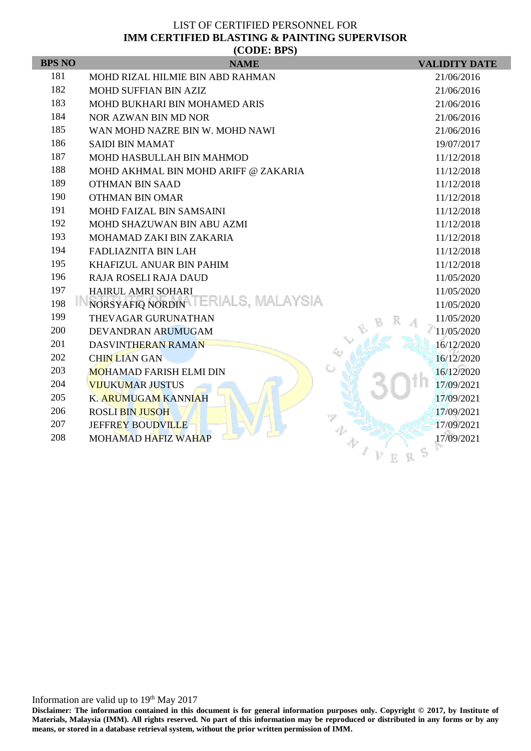LIST OF CERTIFIED PERSONNEL FOR
**IMM CERTIFIED BLASTING & PAINTING SUPERVISOR**
**(CODE: BPS)**

| BPS NO | NAME | VALIDITY DATE |
|---|---|---|
| 181 | MOHD RIZAL HILMIE BIN ABD RAHMAN | 21/06/2016 |
| 182 | MOHD SUFFIAN BIN AZIZ | 21/06/2016 |
| 183 | MOHD BUKHARI BIN MOHAMED ARIS | 21/06/2016 |
| 184 | NOR AZWAN BIN MD NOR | 21/06/2016 |
| 185 | WAN MOHD NAZRE BIN W. MOHD NAWI | 21/06/2016 |
| 186 | SAIDI BIN MAMAT | 19/07/2017 |
| 187 | MOHD HASBULLAH BIN MAHMOD | 11/12/2018 |
| 188 | MOHD AKHMAL BIN MOHD ARIFF @ ZAKARIA | 11/12/2018 |
| 189 | OTHMAN BIN SAAD | 11/12/2018 |
| 190 | OTHMAN BIN OMAR | 11/12/2018 |
| 191 | MOHD FAIZAL BIN SAMSAINI | 11/12/2018 |
| 192 | MOHD SHAZUWAN BIN ABU AZMI | 11/12/2018 |
| 193 | MOHAMAD ZAKI BIN ZAKARIA | 11/12/2018 |
| 194 | FADLIAZNITA BIN LAH | 11/12/2018 |
| 195 | KHAFIZUL ANUAR BIN PAHIM | 11/12/2018 |
| 196 | RAJA ROSELI RAJA DAUD | 11/05/2020 |
| 197 | HAIRUL AMRI SOHARI | 11/05/2020 |
| 198 | NORSYAFIQ NORDIN | 11/05/2020 |
| 199 | THEVAGAR GURUNATHAN | 11/05/2020 |
| 200 | DEVANDRAN ARUMUGAM | 11/05/2020 |
| 201 | DASVINTHERAN RAMAN | 16/12/2020 |
| 202 | CHIN LIAN GAN | 16/12/2020 |
| 203 | MOHAMAD FARISH ELMI DIN | 16/12/2020 |
| 204 | VIJUKUMAR JUSTUS | 17/09/2021 |
| 205 | K. ARUMUGAM KANNIAH | 17/09/2021 |
| 206 | ROSLI BIN JUSOH | 17/09/2021 |
| 207 | JEFFREY BOUDVILLE | 17/09/2021 |
| 208 | MOHAMAD HAFIZ WAHAP | 17/09/2021 |

Information are valid up to 19th May 2017

**Disclaimer: The information contained in this document is for general information purposes only. Copyright © 2017, by Institute of Materials, Malaysia (IMM). All rights reserved. No part of this information may be reproduced or distributed in any forms or by any means, or stored in a database retrieval system, without the prior written permission of IMM.**